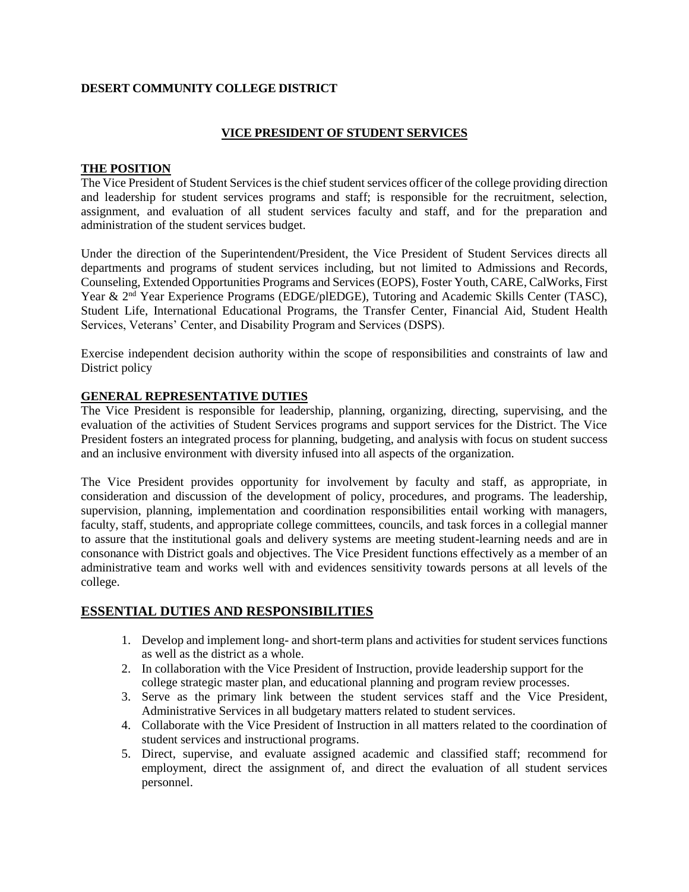**DESERT COMMUNITY COLLEGE DISTRICT**

## VICE PRESIDENT OF STUDENT SERVICES

### THE POSITION

The Vice President of Student Services is the chief student services officer of the college providing direction and leadership for student services programs and staff; is responsible for the recruitment, selection, assignment, and evaluation of all student services faculty and staff, and for the preparation and administration of the student services budget.

Under the direction of the Superintendent/President, the Vice President of Student Services directs all departments and programs of student services including, but not limited to Admissions and Records, Counseling, Extended Opportunities Programs and Services (EOPS), Foster Youth, CARE, CalWorks, First Year & 2nd Year Experience Programs (EDGE/plEDGE), Tutoring and Academic Skills Center (TASC), Student Life, International Educational Programs, the Transfer Center, Financial Aid, Student Health Services, Veterans' Center, and Disability Program and Services (DSPS).

Exercise independent decision authority within the scope of responsibilities and constraints of law and District policy

### GENERAL REPRESENTATIVE DUTIES

The Vice President is responsible for leadership, planning, organizing, directing, supervising, and the evaluation of the activities of Student Services programs and support services for the District. The Vice President fosters an integrated process for planning, budgeting, and analysis with focus on student success and an inclusive environment with diversity infused into all aspects of the organization.

The Vice President provides opportunity for involvement by faculty and staff, as appropriate, in consideration and discussion of the development of policy, procedures, and programs. The leadership, supervision, planning, implementation and coordination responsibilities entail working with managers, faculty, staff, students, and appropriate college committees, councils, and task forces in a collegial manner to assure that the institutional goals and delivery systems are meeting student-learning needs and are in consonance with District goals and objectives. The Vice President functions effectively as a member of an administrative team and works well with and evidences sensitivity towards persons at all levels of the college.

## ESSENTIAL DUTIES AND RESPONSIBILITIES

1. Develop and implement long- and short-term plans and activities for student services functions as well as the district as a whole.
2. In collaboration with the Vice President of Instruction, provide leadership support for the college strategic master plan, and educational planning and program review processes.
3. Serve as the primary link between the student services staff and the Vice President, Administrative Services in all budgetary matters related to student services.
4. Collaborate with the Vice President of Instruction in all matters related to the coordination of student services and instructional programs.
5. Direct, supervise, and evaluate assigned academic and classified staff; recommend for employment, direct the assignment of, and direct the evaluation of all student services personnel.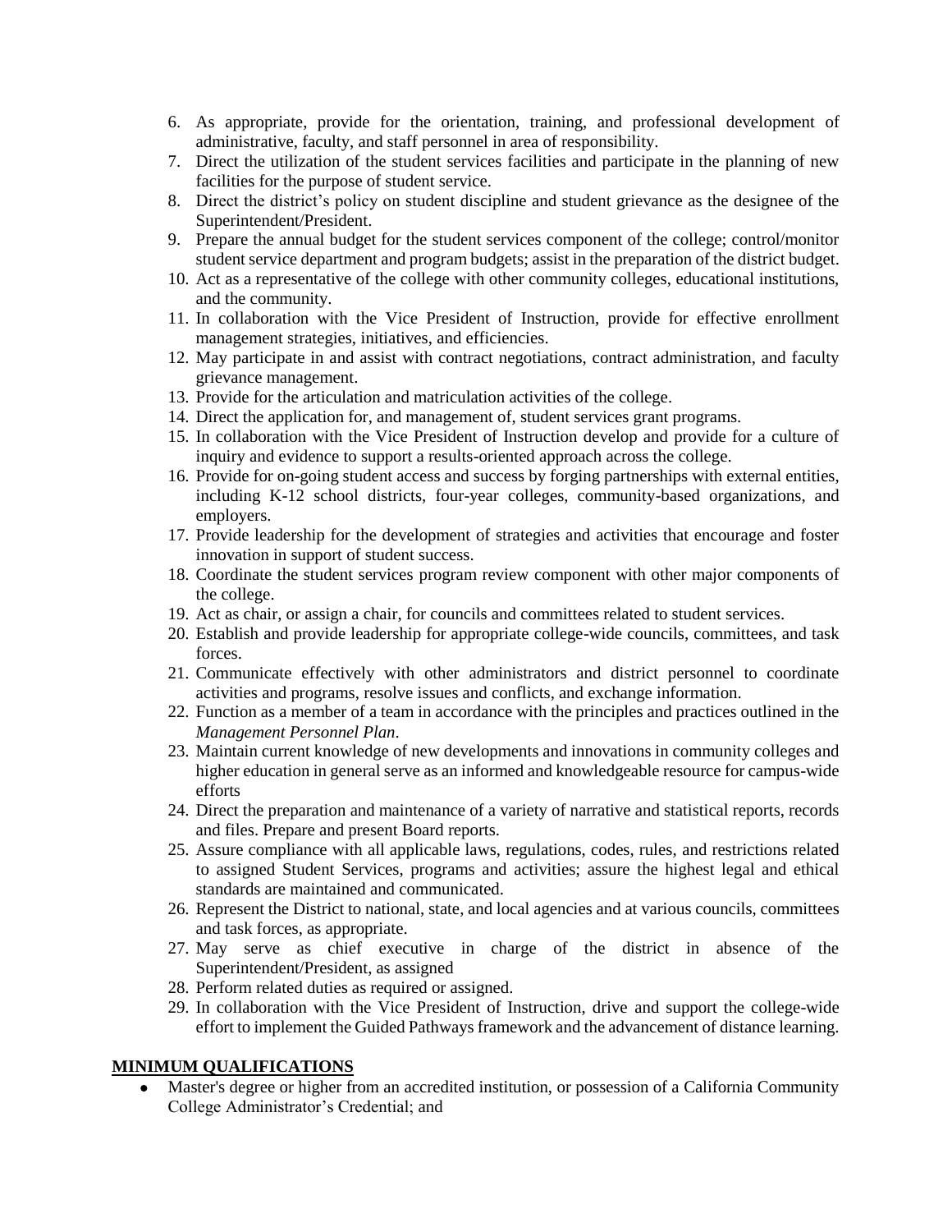6. As appropriate, provide for the orientation, training, and professional development of administrative, faculty, and staff personnel in area of responsibility.
7. Direct the utilization of the student services facilities and participate in the planning of new facilities for the purpose of student service.
8. Direct the district's policy on student discipline and student grievance as the designee of the Superintendent/President.
9. Prepare the annual budget for the student services component of the college; control/monitor student service department and program budgets; assist in the preparation of the district budget.
10. Act as a representative of the college with other community colleges, educational institutions, and the community.
11. In collaboration with the Vice President of Instruction, provide for effective enrollment management strategies, initiatives, and efficiencies.
12. May participate in and assist with contract negotiations, contract administration, and faculty grievance management.
13. Provide for the articulation and matriculation activities of the college.
14. Direct the application for, and management of, student services grant programs.
15. In collaboration with the Vice President of Instruction develop and provide for a culture of inquiry and evidence to support a results-oriented approach across the college.
16. Provide for on-going student access and success by forging partnerships with external entities, including K-12 school districts, four-year colleges, community-based organizations, and employers.
17. Provide leadership for the development of strategies and activities that encourage and foster innovation in support of student success.
18. Coordinate the student services program review component with other major components of the college.
19. Act as chair, or assign a chair, for councils and committees related to student services.
20. Establish and provide leadership for appropriate college-wide councils, committees, and task forces.
21. Communicate effectively with other administrators and district personnel to coordinate activities and programs, resolve issues and conflicts, and exchange information.
22. Function as a member of a team in accordance with the principles and practices outlined in the *Management Personnel Plan*.
23. Maintain current knowledge of new developments and innovations in community colleges and higher education in general serve as an informed and knowledgeable resource for campus-wide efforts
24. Direct the preparation and maintenance of a variety of narrative and statistical reports, records and files. Prepare and present Board reports.
25. Assure compliance with all applicable laws, regulations, codes, rules, and restrictions related to assigned Student Services, programs and activities; assure the highest legal and ethical standards are maintained and communicated.
26. Represent the District to national, state, and local agencies and at various councils, committees and task forces, as appropriate.
27. May serve as chief executive in charge of the district in absence of the Superintendent/President, as assigned
28. Perform related duties as required or assigned.
29. In collaboration with the Vice President of Instruction, drive and support the college-wide effort to implement the Guided Pathways framework and the advancement of distance learning.

## MINIMUM QUALIFICATIONS

- Master's degree or higher from an accredited institution, or possession of a California Community College Administrator's Credential; and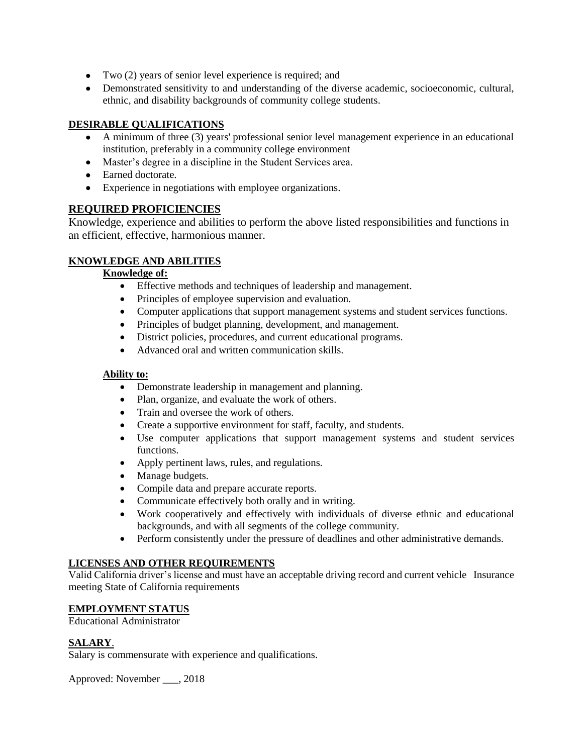- Two (2) years of senior level experience is required; and
- Demonstrated sensitivity to and understanding of the diverse academic, socioeconomic, cultural, ethnic, and disability backgrounds of community college students.

**DESIRABLE QUALIFICATIONS**

- A minimum of three (3) years' professional senior level management experience in an educational institution, preferably in a community college environment
- Master's degree in a discipline in the Student Services area.
- Earned doctorate.
- Experience in negotiations with employee organizations.

## REQUIRED PROFICIENCIES

Knowledge, experience and abilities to perform the above listed responsibilities and functions in an efficient, effective, harmonious manner.

**KNOWLEDGE AND ABILITIES**

**Knowledge of:**

- Effective methods and techniques of leadership and management.
- Principles of employee supervision and evaluation.
- Computer applications that support management systems and student services functions.
- Principles of budget planning, development, and management.
- District policies, procedures, and current educational programs.
- Advanced oral and written communication skills.

**Ability to:**

- Demonstrate leadership in management and planning.
- Plan, organize, and evaluate the work of others.
- Train and oversee the work of others.
- Create a supportive environment for staff, faculty, and students.
- Use computer applications that support management systems and student services functions.
- Apply pertinent laws, rules, and regulations.
- Manage budgets.
- Compile data and prepare accurate reports.
- Communicate effectively both orally and in writing.
- Work cooperatively and effectively with individuals of diverse ethnic and educational backgrounds, and with all segments of the college community.
- Perform consistently under the pressure of deadlines and other administrative demands.

**LICENSES AND OTHER REQUIREMENTS**

Valid California driver's license and must have an acceptable driving record and current vehicle Insurance meeting State of California requirements

**EMPLOYMENT STATUS**

Educational Administrator

**SALARY**.

Salary is commensurate with experience and qualifications.

Approved: November ___, 2018